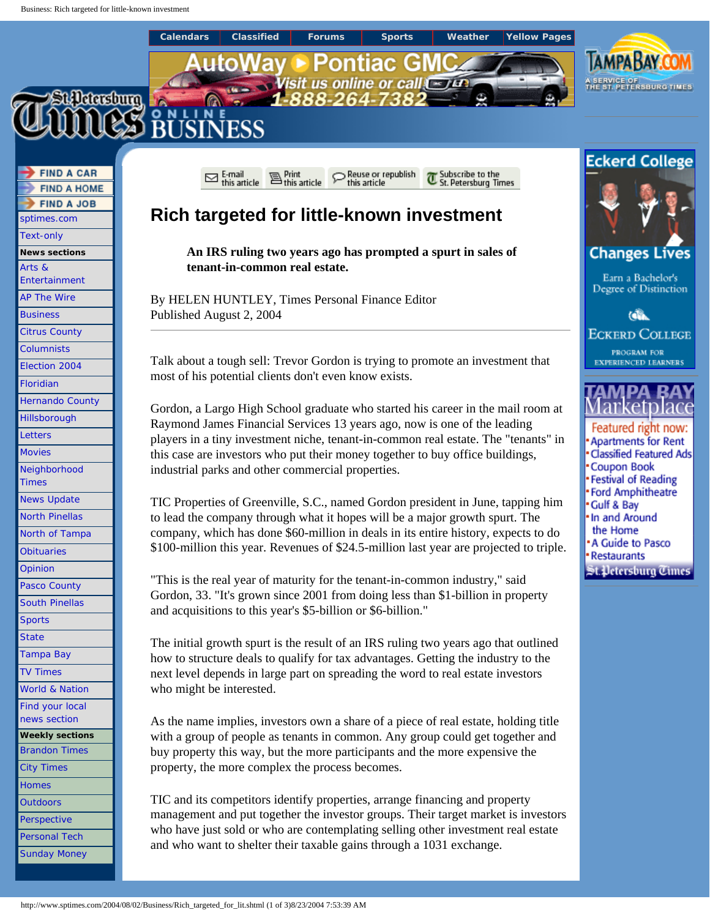# Rich targeted for little-known investment

**An IRS ruling two years ago has prompted a spurt in sales of tenant-in-common real estate.**

By HELEN HUNTLEY, Times Personal Finance Editor
Published August 2, 2004

---

Talk about a tough sell: Trevor Gordon is trying to promote an investment that most of his potential clients don't even know exists.

Gordon, a Largo High School graduate who started his career in the mail room at Raymond James Financial Services 13 years ago, now is one of the leading players in a tiny investment niche, tenant-in-common real estate. The "tenants" in this case are investors who put their money together to buy office buildings, industrial parks and other commercial properties.

TIC Properties of Greenville, S.C., named Gordon president in June, tapping him to lead the company through what it hopes will be a major growth spurt. The company, which has done $60-million in deals in its entire history, expects to do $100-million this year. Revenues of $24.5-million last year are projected to triple.

"This is the real year of maturity for the tenant-in-common industry," said Gordon, 33. "It's grown since 2001 from doing less than $1-billion in property and acquisitions to this year's $5-billion or $6-billion."

The initial growth spurt is the result of an IRS ruling two years ago that outlined how to structure deals to qualify for tax advantages. Getting the industry to the next level depends in large part on spreading the word to real estate investors who might be interested.

As the name implies, investors own a share of a piece of real estate, holding title with a group of people as tenants in common. Any group could get together and buy property this way, but the more participants and the more expensive the property, the more complex the process becomes.

TIC and its competitors identify properties, arrange financing and property management and put together the investor groups. Their target market is investors who have just sold or who are contemplating selling other investment real estate and who want to shelter their taxable gains through a 1031 exchange.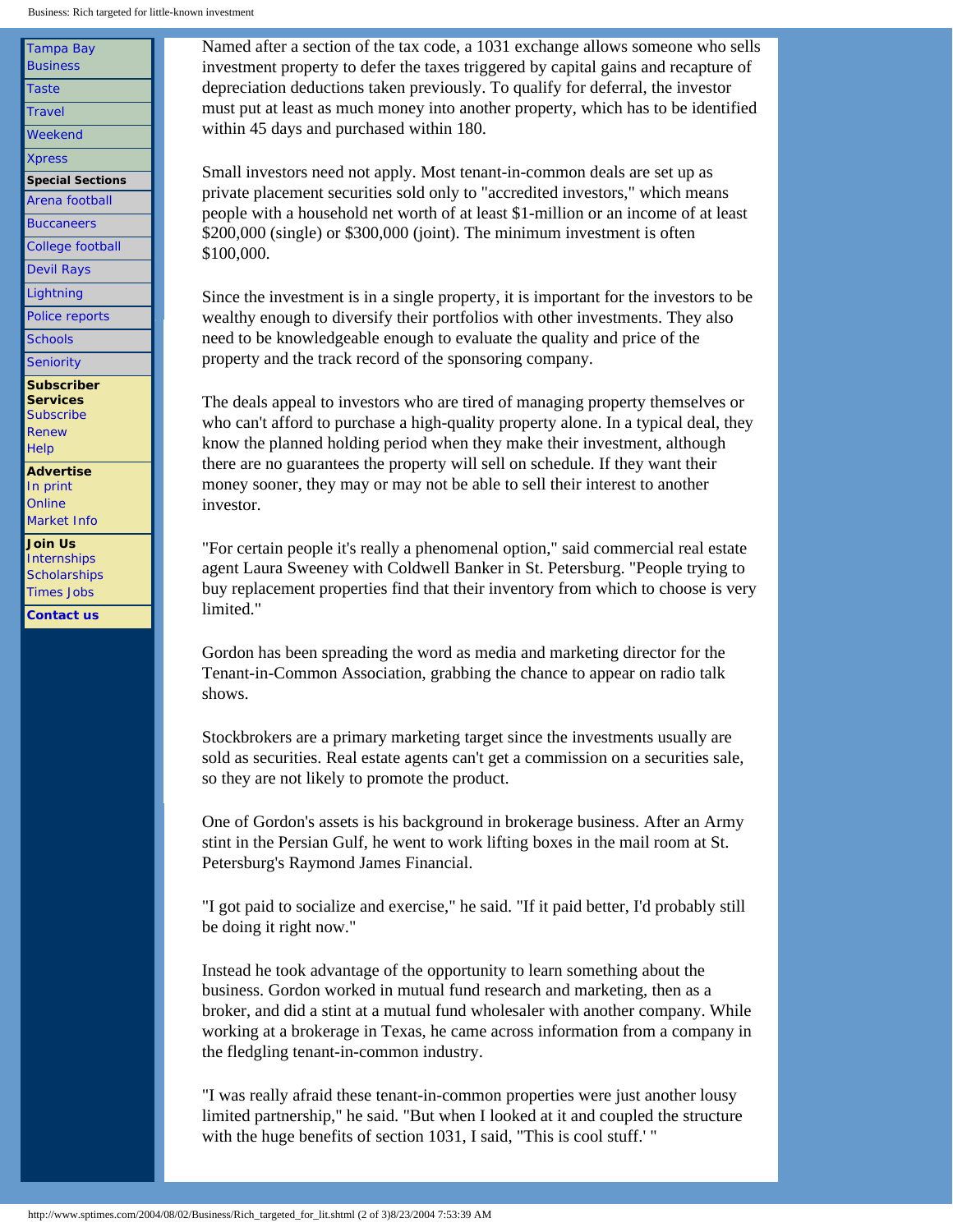Named after a section of the tax code, a 1031 exchange allows someone who sells investment property to defer the taxes triggered by capital gains and recapture of depreciation deductions taken previously. To qualify for deferral, the investor must put at least as much money into another property, which has to be identified within 45 days and purchased within 180.

Small investors need not apply. Most tenant-in-common deals are set up as private placement securities sold only to "accredited investors," which means people with a household net worth of at least $1-million or an income of at least $200,000 (single) or $300,000 (joint). The minimum investment is often $100,000.

Since the investment is in a single property, it is important for the investors to be wealthy enough to diversify their portfolios with other investments. They also need to be knowledgeable enough to evaluate the quality and price of the property and the track record of the sponsoring company.

The deals appeal to investors who are tired of managing property themselves or who can't afford to purchase a high-quality property alone. In a typical deal, they know the planned holding period when they make their investment, although there are no guarantees the property will sell on schedule. If they want their money sooner, they may or may not be able to sell their interest to another investor.

"For certain people it's really a phenomenal option," said commercial real estate agent Laura Sweeney with Coldwell Banker in St. Petersburg. "People trying to buy replacement properties find that their inventory from which to choose is very limited."

Gordon has been spreading the word as media and marketing director for the Tenant-in-Common Association, grabbing the chance to appear on radio talk shows.

Stockbrokers are a primary marketing target since the investments usually are sold as securities. Real estate agents can't get a commission on a securities sale, so they are not likely to promote the product.

One of Gordon's assets is his background in brokerage business. After an Army stint in the Persian Gulf, he went to work lifting boxes in the mail room at St. Petersburg's Raymond James Financial.

"I got paid to socialize and exercise," he said. "If it paid better, I'd probably still be doing it right now."

Instead he took advantage of the opportunity to learn something about the business. Gordon worked in mutual fund research and marketing, then as a broker, and did a stint at a mutual fund wholesaler with another company. While working at a brokerage in Texas, he came across information from a company in the fledgling tenant-in-common industry.

"I was really afraid these tenant-in-common properties were just another lousy limited partnership," he said. "But when I looked at it and coupled the structure with the huge benefits of section 1031, I said, "This is cool stuff.' "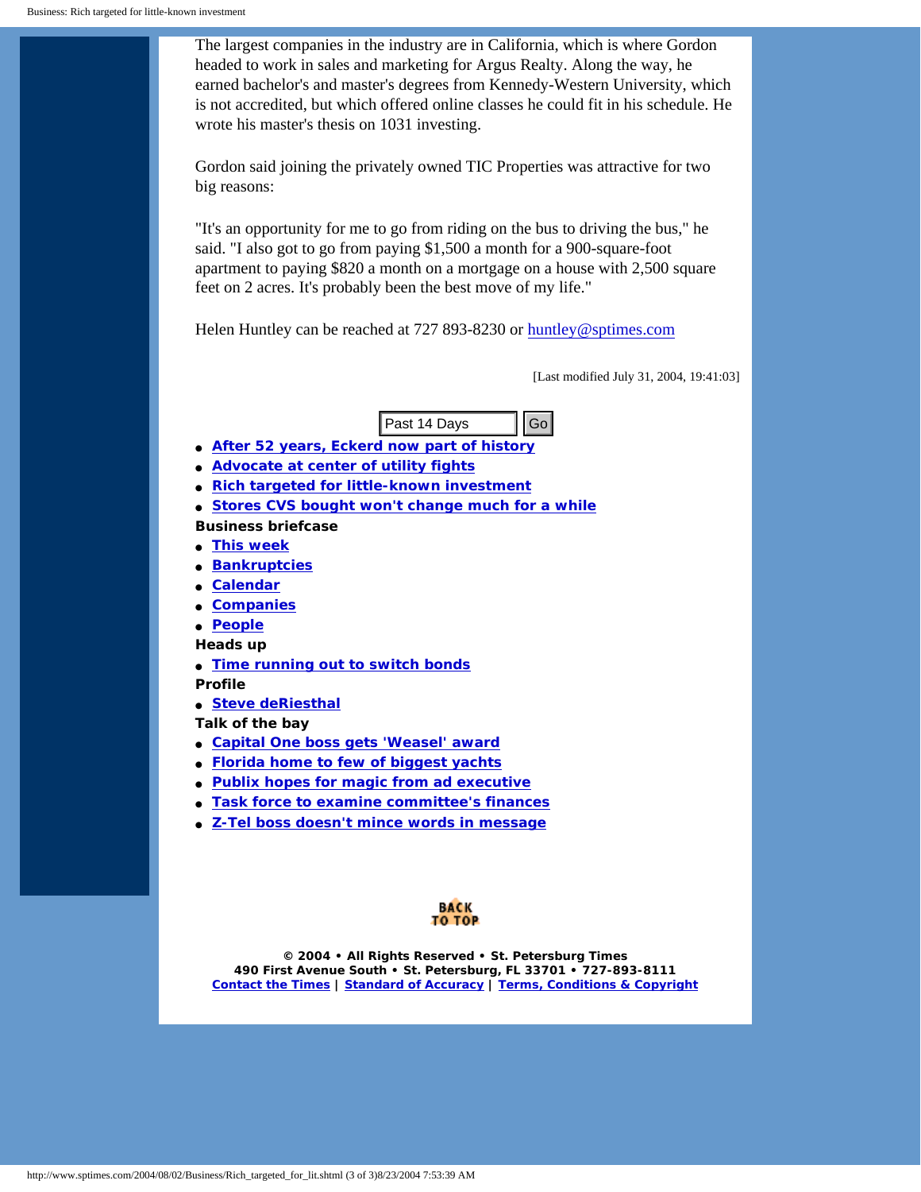The largest companies in the industry are in California, which is where Gordon headed to work in sales and marketing for Argus Realty. Along the way, he earned bachelor's and master's degrees from Kennedy-Western University, which is not accredited, but which offered online classes he could fit in his schedule. He wrote his master's thesis on 1031 investing.

Gordon said joining the privately owned TIC Properties was attractive for two big reasons:

"It's an opportunity for me to go from riding on the bus to driving the bus," he said. "I also got to go from paying $1,500 a month for a 900-square-foot apartment to paying $820 a month on a mortgage on a house with 2,500 square feet on 2 acres. It's probably been the best move of my life."

Helen Huntley can be reached at 727 893-8230 or huntley@sptimes.com

[Last modified July 31, 2004, 19:41:03]

Past 14 Days | Go

- After 52 years, Eckerd now part of history
- Advocate at center of utility fights
- Rich targeted for little-known investment
- Stores CVS bought won't change much for a while

**Business briefcase**

- This week
- Bankruptcies
- Calendar
- Companies
- People

**Heads up**

- Time running out to switch bonds

**Profile**

- Steve deRiesthal

**Talk of the bay**

- Capital One boss gets 'Weasel' award
- Florida home to few of biggest yachts
- Publix hopes for magic from ad executive
- Task force to examine committee's finances
- Z-Tel boss doesn't mince words in message

BACK TO TOP

**© 2004 • All Rights Reserved • St. Petersburg Times**
**490 First Avenue South • St. Petersburg, FL 33701 • 727-893-8111**
Contact the Times | Standard of Accuracy | Terms, Conditions & Copyright